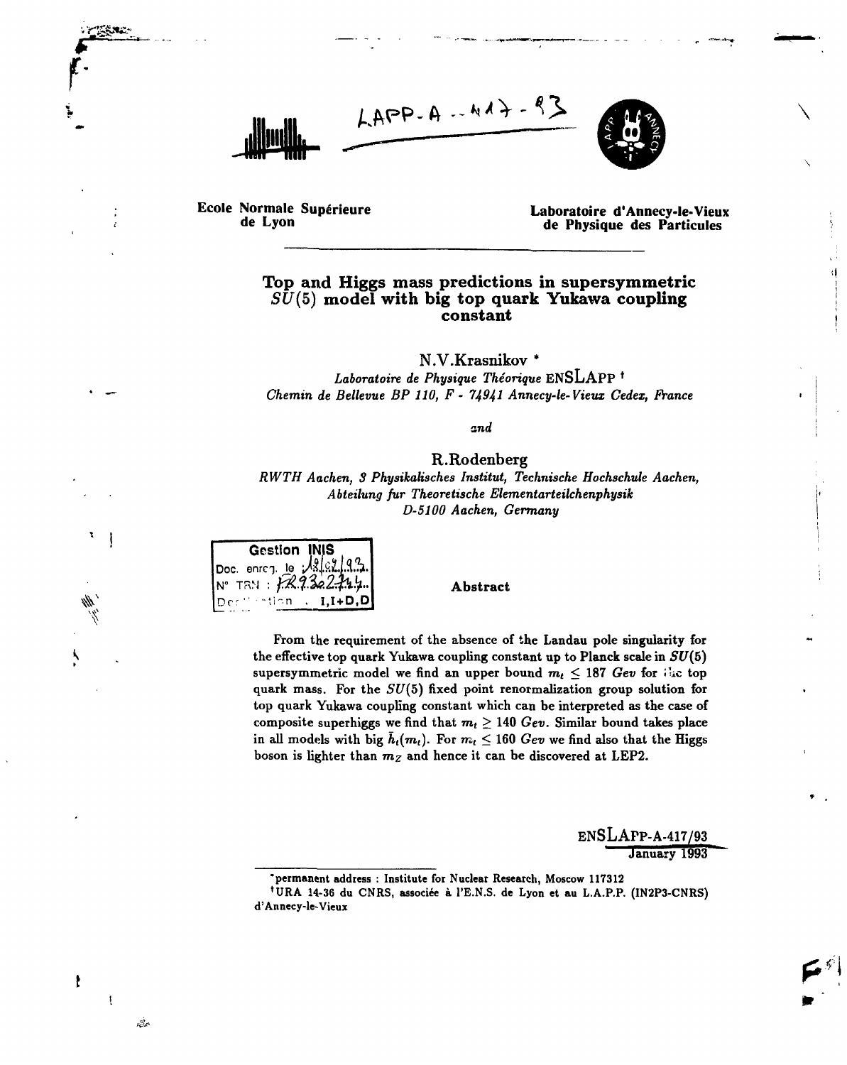LAPP-A--417-93

**Ecole Normale Supérieure de Lyon**

**Laboratoire d'Annecy-le-Vieux de Physique des Particules**

# Top and Higgs mass predictions in supersymmetric $SU(5)$ model with big top quark Yukawa coupling constant

N.V.Krasnikov *

*Laboratoire de Physique Théorique* ENSLAPP †
*Chemin de Bellevue BP 110, F - 74941 Annecy-le-Vieux Cedex, France*

*and*

R.Rodenberg
*RWTH Aachen, 3 Physikalisches Institut, Technische Hochschule Aachen, Abteilung fur Theoretische Elementarteilchenphysik D-5100 Aachen, Germany*

Gestion INIS
Doc. enreg. le 18/02/93
N° TRN : FR9302744
Destination : I,I+D,D

## Abstract

From the requirement of the absence of the Landau pole singularity for the effective top quark Yukawa coupling constant up to Planck scale in $SU(5)$ supersymmetric model we find an upper bound $m_t \leq 187$ $Gev$ for the top quark mass. For the $SU(5)$ fixed point renormalization group solution for top quark Yukawa coupling constant which can be interpreted as the case of composite superhiggs we find that $m_t \geq 140$ $Gev$. Similar bound takes place in all models with big $\bar{h}_t(m_t)$. For $m_t \leq 160$ $Gev$ we find also that the Higgs boson is lighter than $m_Z$ and hence it can be discovered at LEP2.

ENSLAPP-A-417/93
January 1993

*permanent address : Institute for Nuclear Research, Moscow 117312

†URA 14-36 du CNRS, associée à l'E.N.S. de Lyon et au L.A.P.P. (IN2P3-CNRS) d'Annecy-le-Vieux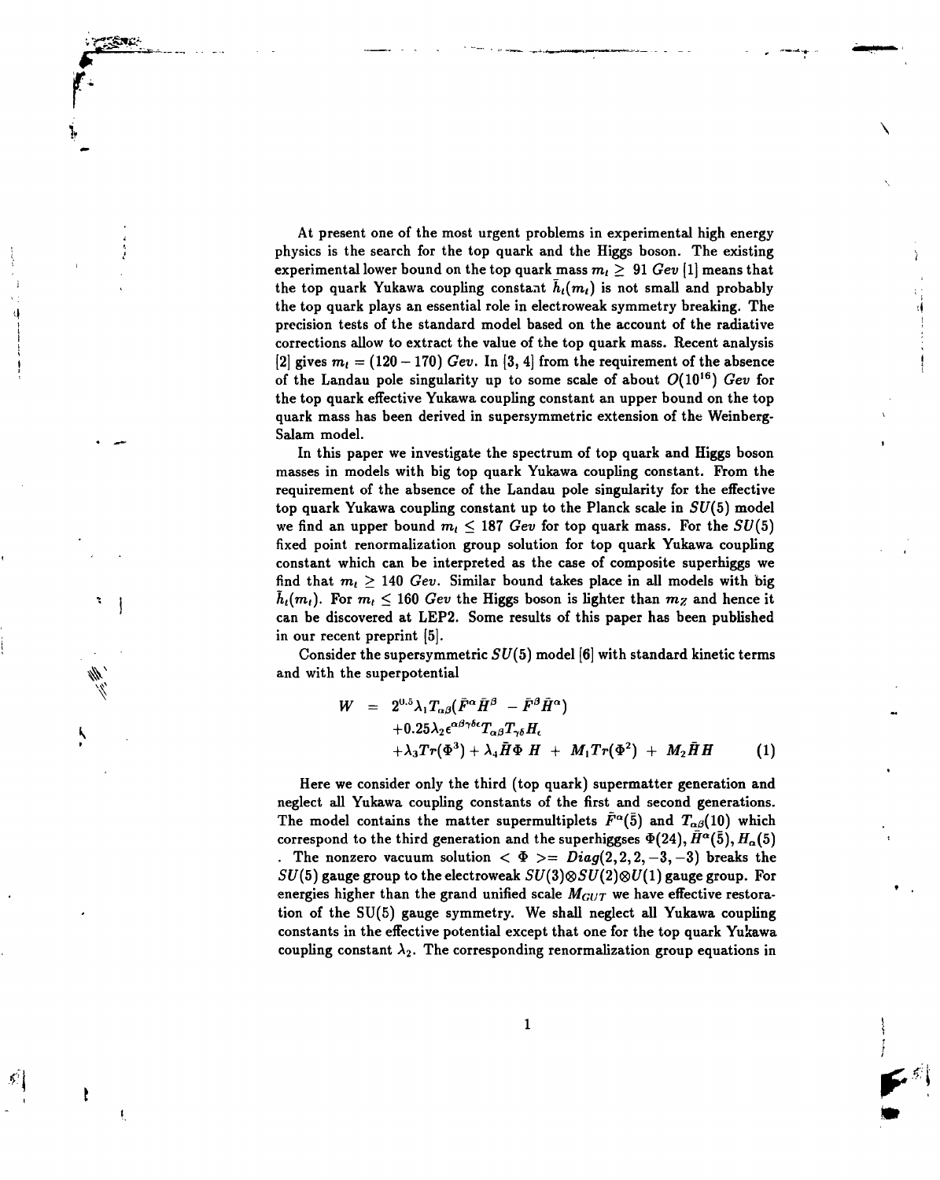At present one of the most urgent problems in experimental high energy physics is the search for the top quark and the Higgs boson. The existing experimental lower bound on the top quark mass $m_t \geq 91$ *Gev* [1] means that the top quark Yukawa coupling constant $\bar{h}_t(m_t)$ is not small and probably the top quark plays an essential role in electroweak symmetry breaking. The precision tests of the standard model based on the account of the radiative corrections allow to extract the value of the top quark mass. Recent analysis [2] gives $m_t = (120 - 170)$ *Gev*. In [3, 4] from the requirement of the absence of the Landau pole singularity up to some scale of about $O(10^{16})$ *Gev* for the top quark effective Yukawa coupling constant an upper bound on the top quark mass has been derived in supersymmetric extension of the Weinberg-Salam model.

In this paper we investigate the spectrum of top quark and Higgs boson masses in models with big top quark Yukawa coupling constant. From the requirement of the absence of the Landau pole singularity for the effective top quark Yukawa coupling constant up to the Planck scale in $SU(5)$ model we find an upper bound $m_t \leq 187$ *Gev* for top quark mass. For the $SU(5)$ fixed point renormalization group solution for top quark Yukawa coupling constant which can be interpreted as the case of composite superhiggs we find that $m_t \geq 140$ *Gev*. Similar bound takes place in all models with big $\bar{h}_t(m_t)$. For $m_t \leq 160$ *Gev* the Higgs boson is lighter than $m_Z$ and hence it can be discovered at LEP2. Some results of this paper has been published in our recent preprint [5].

Consider the supersymmetric $SU(5)$ model [6] with standard kinetic terms and with the superpotential

$$
\begin{aligned}
W &= 2^{0.5}\lambda_1 T_{\alpha\beta}(\bar{F}^{\alpha}\bar{H}^{\beta} - \bar{F}^{\beta}\bar{H}^{\alpha}) \\
&+ 0.25\lambda_2 \epsilon^{\alpha\beta\gamma\delta\epsilon} T_{\alpha\beta} T_{\gamma\delta} H_{\epsilon} \\
&+ \lambda_3 Tr(\Phi^3) + \lambda_4 \bar{H}\Phi H + M_1 Tr(\Phi^2) + M_2 \bar{H} H \qquad (1)
\end{aligned}
$$

Here we consider only the third (top quark) supermatter generation and neglect all Yukawa coupling constants of the first and second generations. The model contains the matter supermultiplets $\bar{F}^{\alpha}(\bar{5})$ and $T_{\alpha\beta}(10)$ which correspond to the third generation and the superhiggses $\Phi(24), \bar{H}^{\alpha}(\bar{5}), H_{\alpha}(5)$. The nonzero vacuum solution $< \Phi >= Diag(2, 2, 2, -3, -3)$ breaks the $SU(5)$ gauge group to the electroweak $SU(3) \otimes SU(2) \otimes U(1)$ gauge group. For energies higher than the grand unified scale $M_{GUT}$ we have effective restoration of the SU(5) gauge symmetry. We shall neglect all Yukawa coupling constants in the effective potential except that one for the top quark Yukawa coupling constant $\lambda_2$. The corresponding renormalization group equations in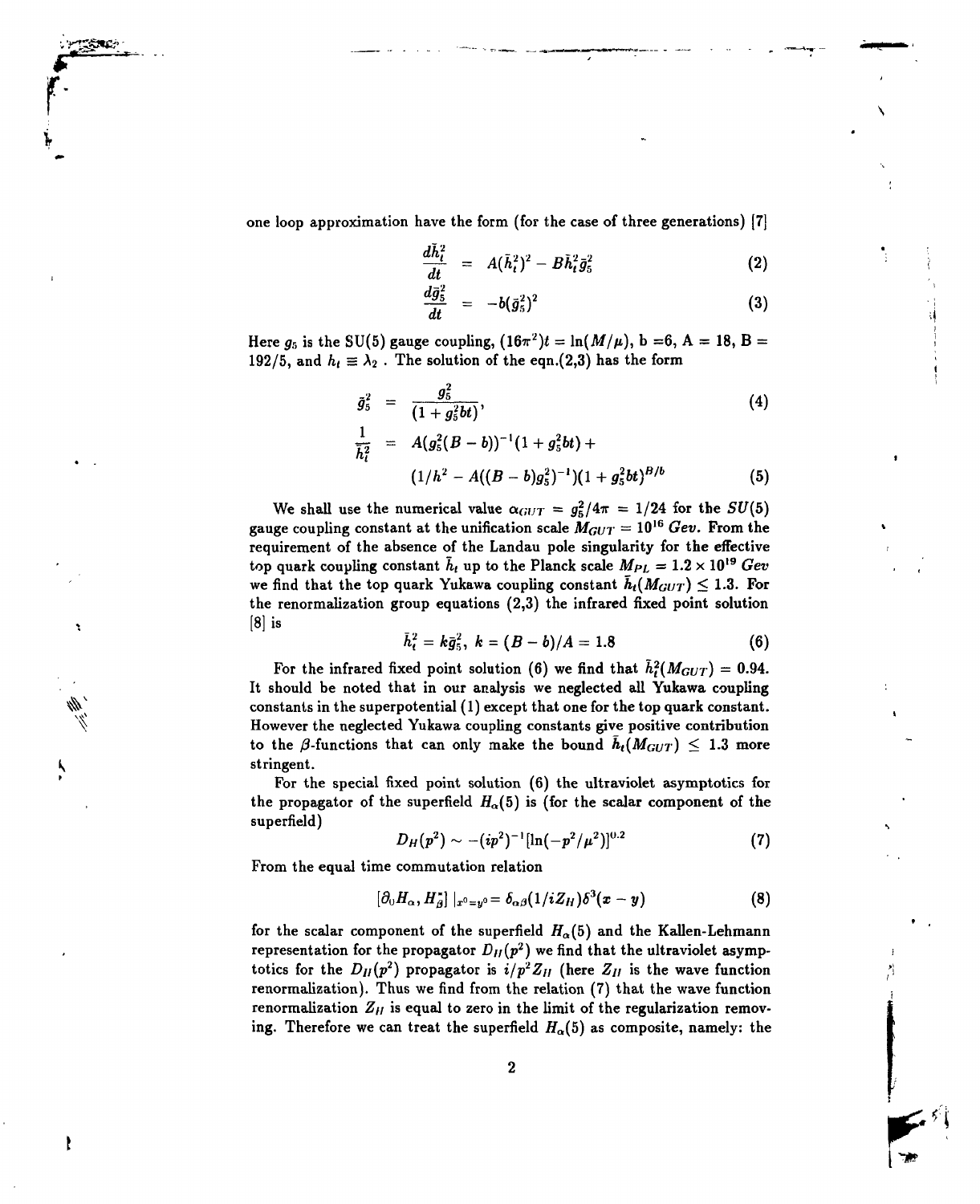one loop approximation have the form (for the case of three generations) [7]

$$\frac{d\bar{h}_t^2}{dt} = A(\bar{h}_t^2)^2 - B\bar{h}_t^2\bar{g}_5^2 \tag{2}$$

$$\frac{d\bar{g}_5^2}{dt} = -b(\bar{g}_5^2)^2 \tag{3}$$

Here $g_5$ is the SU(5) gauge coupling, $(16\pi^2)t = \ln(M/\mu)$, b =6, A = 18, B = 192/5, and $h_t \equiv \lambda_2$ . The solution of the eqn.(2,3) has the form

$$\bar{g}_5^2 = \frac{g_5^2}{(1 + g_5^2 bt)}, \tag{4}$$

$$\frac{1}{\bar{h}_t^2} = A(g_5^2(B-b))^{-1}(1 + g_5^2 bt) + (1/h^2 - A((B-b)g_5^2)^{-1})(1 + g_5^2 bt)^{B/b} \tag{5}$$

We shall use the numerical value $\alpha_{GUT} = g_5^2/4\pi = 1/24$ for the $SU(5)$ gauge coupling constant at the unification scale $M_{GUT} = 10^{16}$ *Gev*. From the requirement of the absence of the Landau pole singularity for the effective top quark coupling constant $\bar{h}_t$ up to the Planck scale $M_{PL} = 1.2 \times 10^{19}$ *Gev* we find that the top quark Yukawa coupling constant $\bar{h}_t(M_{GUT}) \leq 1.3$. For the renormalization group equations (2,3) the infrared fixed point solution [8] is

$$\bar{h}_t^2 = k\bar{g}_5^2,\ k = (B-b)/A = 1.8 \tag{6}$$

For the infrared fixed point solution (6) we find that $\bar{h}_t^2(M_{GUT}) = 0.94$. It should be noted that in our analysis we neglected all Yukawa coupling constants in the superpotential (1) except that one for the top quark constant. However the neglected Yukawa coupling constants give positive contribution to the $\beta$-functions that can only make the bound $\bar{h}_t(M_{GUT}) \leq 1.3$ more stringent.

For the special fixed point solution (6) the ultraviolet asymptotics for the propagator of the superfield $H_\alpha(5)$ is (for the scalar component of the superfield)

$$D_H(p^2) \sim -(ip^2)^{-1}[\ln(-p^2/\mu^2)]^{0.2} \tag{7}$$

From the equal time commutation relation

$$[\partial_0 H_\alpha, H_\beta^*]\,|_{x^0=y^0} = \delta_{\alpha\beta}(1/iZ_H)\delta^3(x-y) \tag{8}$$

for the scalar component of the superfield $H_\alpha(5)$ and the Kallen-Lehmann representation for the propagator $D_H(p^2)$ we find that the ultraviolet asymptotics for the $D_H(p^2)$ propagator is $i/p^2 Z_H$ (here $Z_H$ is the wave function renormalization). Thus we find from the relation (7) that the wave function renormalization $Z_H$ is equal to zero in the limit of the regularization removing. Therefore we can treat the superfield $H_\alpha(5)$ as composite, namely: the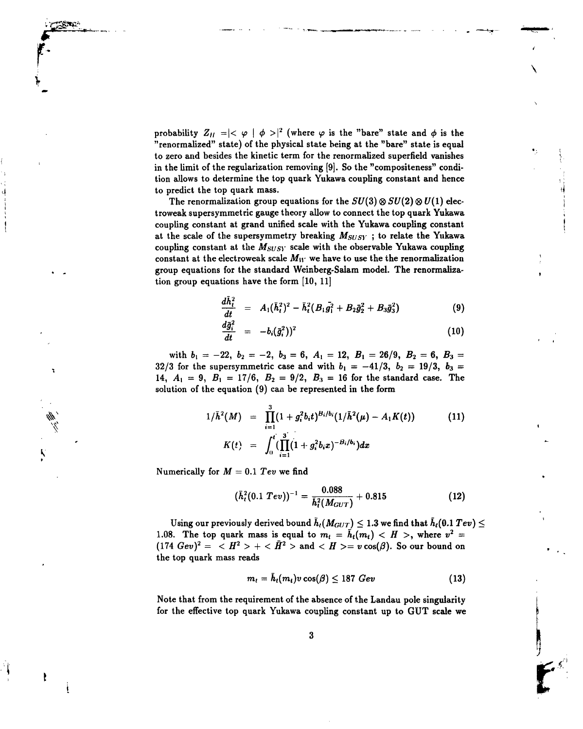probability $Z_H = |<\varphi \mid \phi>|^2$ (where $\varphi$ is the "bare" state and $\phi$ is the "renormalized" state) of the physical state being at the "bare" state is equal to zero and besides the kinetic term for the renormalized superfield vanishes in the limit of the regularization removing [9]. So the "compositeness" condition allows to determine the top quark Yukawa coupling constant and hence to predict the top quark mass.

The renormalization group equations for the $SU(3) \otimes SU(2) \otimes U(1)$ electroweak supersymmetric gauge theory allow to connect the top quark Yukawa coupling constant at grand unified scale with the Yukawa coupling constant at the scale of the supersymmetry breaking $M_{SUSY}$ ; to relate the Yukawa coupling constant at the $M_{SUSY}$ scale with the observable Yukawa coupling constant at the electroweak scale $M_W$ we have to use the the renormalization group equations for the standard Weinberg-Salam model. The renormalization group equations have the form [10, 11]

$$\frac{d\bar{h}_t^2}{dt} = A_1(\bar{h}_t^2)^2 - \bar{h}_t^2(B_1\bar{g}_1^2 + B_2\bar{g}_2^2 + B_3\bar{g}_3^2) \tag{9}$$

$$\frac{d\bar{g}_i^2}{dt} = -b_i(\bar{g}_i^2))^2 \tag{10}$$

with $b_1 = -22$, $b_2 = -2$, $b_3 = 6$, $A_1 = 12$, $B_1 = 26/9$, $B_2 = 6$, $B_3 = 32/3$ for the supersymmetric case and with $b_1 = -41/3$, $b_2 = 19/3$, $b_3 = 14$, $A_1 = 9$, $B_1 = 17/6$, $B_2 = 9/2$, $B_3 = 16$ for the standard case. The solution of the equation (9) can be represented in the form

$$1/\bar{h}^2(M) = \prod_{i=1}^{3}(1 + g_i^2 b_i t)^{B_i/b_i}(1/\bar{h}^2(\mu) - A_1 K(t)) \tag{11}$$

$$K(t) = \int_0^t (\prod_{i=1}^{3}(1 + g_i^2 b_i x)^{-B_i/b_i})dx$$

Numerically for $M = 0.1\ Tev$ we find

$$(\bar{h}_t^2(0.1\ Tev))^{-1} = \frac{0.088}{\bar{h}_t^2(M_{GUT})} + 0.815 \tag{12}$$

Using our previously derived bound $\bar{h}_t(M_{GUT}) \leq 1.3$ we find that $\bar{h}_t(0.1\,Tev) \leq 1.08$. The top quark mass is equal to $m_t = \bar{h}_t(m_t) < H >$, where $v^2 = (174\ Gev)^2 = \ < H^2 > + < \bar{H}^2 >$ and $< H >= v\cos(\beta)$. So our bound on the top quark mass reads

$$m_t = \bar{h}_t(m_t)v\cos(\beta) \leq 187\ Gev \tag{13}$$

Note that from the requirement of the absence of the Landau pole singularity for the effective top quark Yukawa coupling constant up to GUT scale we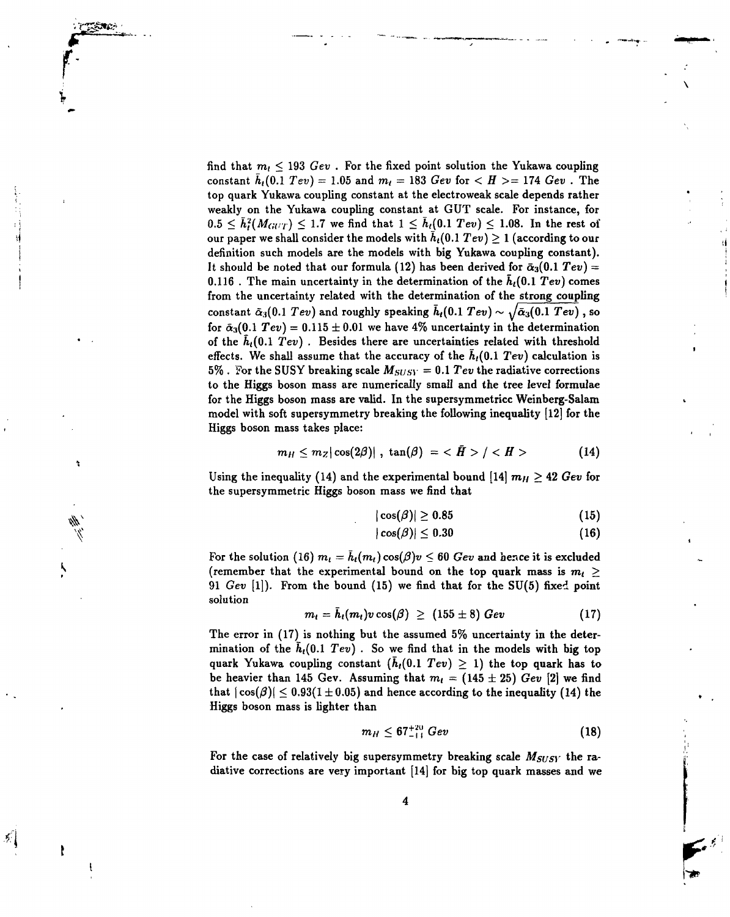find that $m_t \leq 193\ Gev$ . For the fixed point solution the Yukawa coupling constant $\bar{h}_t(0.1\ Tev) = 1.05$ and $m_t = 183\ Gev$ for $<H>= 174\ Gev$ . The top quark Yukawa coupling constant at the electroweak scale depends rather weakly on the Yukawa coupling constant at GUT scale. For instance, for $0.5 \leq \bar{h}_t^2(M_{GUT}) \leq 1.7$ we find that $1 \leq \bar{h}_t(0.1\ Tev) \leq 1.08$. In the rest of our paper we shall consider the models with $\bar{h}_t(0.1\ Tev) \geq 1$ (according to our definition such models are the models with big Yukawa coupling constant). It should be noted that our formula (12) has been derived for $\bar{\alpha}_3(0.1\ Tev) = 0.116$ . The main uncertainty in the determination of the $\bar{h}_t(0.1\ Tev)$ comes from the uncertainty related with the determination of the strong coupling constant $\bar{\alpha}_3(0.1\ Tev)$ and roughly speaking $\bar{h}_t(0.1\ Tev) \sim \sqrt{\bar{\alpha}_3(0.1\ Tev)}$ , so for $\bar{\alpha}_3(0.1\ Tev) = 0.115 \pm 0.01$ we have 4% uncertainty in the determination of the $\bar{h}_t(0.1\ Tev)$ . Besides there are uncertainties related with threshold effects. We shall assume that the accuracy of the $\bar{h}_t(0.1\ Tev)$ calculation is 5% . For the SUSY breaking scale $M_{SUSY} = 0.1\ Tev$ the radiative corrections to the Higgs boson mass are numerically small and the tree level formulae for the Higgs boson mass are valid. In the supersymmetricc Weinberg-Salam model with soft supersymmetry breaking the following inequality [12] for the Higgs boson mass takes place:

$$m_H \leq m_Z|\cos(2\beta)|\ ,\ \tan(\beta)\ = <\bar{H}>/<H> \tag{14}$$

Using the inequality (14) and the experimental bound [14] $m_H \geq 42\ Gev$ for the supersymmetric Higgs boson mass we find that

$$|\cos(\beta)| \geq 0.85 \tag{15}$$

$$|\cos(\beta)| \leq 0.30 \tag{16}$$

For the solution (16) $m_t = \bar{h}_t(m_t)\cos(\beta)v \leq 60\ Gev$ and hence it is excluded (remember that the experimental bound on the top quark mass is $m_t \geq 91\ Gev$ [1]). From the bound (15) we find that for the SU(5) fixed point solution

$$m_t = \bar{h}_t(m_t)v\cos(\beta)\ \geq\ (155 \pm 8)\ Gev \tag{17}$$

The error in (17) is nothing but the assumed 5% uncertainty in the determination of the $\bar{h}_t(0.1\ Tev)$ . So we find that in the models with big top quark Yukawa coupling constant ($\bar{h}_t(0.1\ Tev) \geq 1$) the top quark has to be heavier than 145 Gev. Assuming that $m_t = (145 \pm 25)\ Gev$ [2] we find that $|\cos(\beta)| \leq 0.93(1 \pm 0.05)$ and hence according to the inequality (14) the Higgs boson mass is lighter than

$$m_H \leq 67^{+20}_{-11}\ Gev \tag{18}$$

For the case of relatively big supersymmetry breaking scale $M_{SUSY}$ the radiative corrections are very important [14] for big top quark masses and we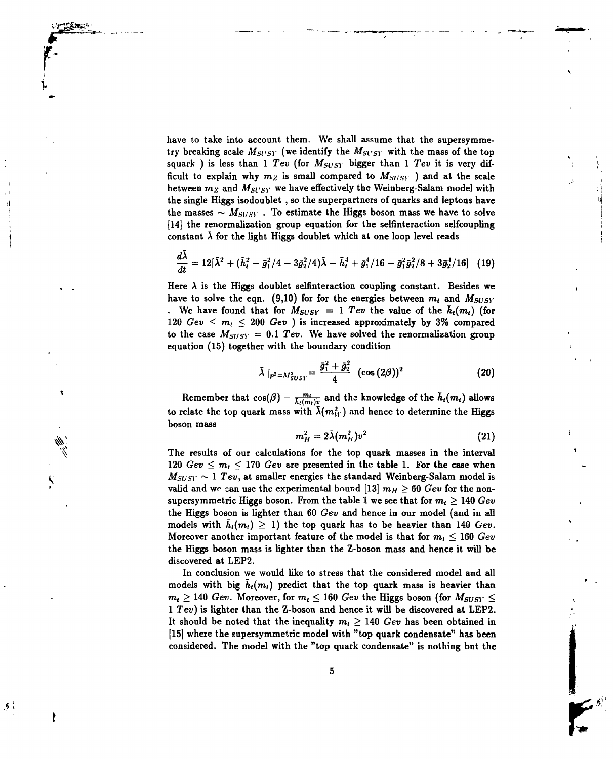have to take into account them. We shall assume that the supersymmetry breaking scale $M_{SUSY}$ (we identify the $M_{SUSY}$ with the mass of the top squark ) is less than 1 $Tev$ (for $M_{SUSY}$ bigger than 1 $Tev$ it is very difficult to explain why $m_Z$ is small compared to $M_{SUSY}$ ) and at the scale between $m_Z$ and $M_{SUSY}$ we have effectively the Weinberg-Salam model with the single Higgs isodoublet , so the superpartners of quarks and leptons have the masses $\sim M_{SUSY}$ . To estimate the Higgs boson mass we have to solve [14] the renormalization group equation for the selfinteraction selfcoupling constant $\bar{\lambda}$ for the light Higgs doublet which at one loop level reads

$$\frac{d\bar{\lambda}}{dt} = 12[\bar{\lambda}^2 + (\bar{h}_t^2 - \bar{g}_1^2/4 - 3\bar{g}_2^2/4)\bar{\lambda} - \bar{h}_t^4 + \bar{g}_1^4/16 + \bar{g}_1^2\bar{g}_2^2/8 + 3\bar{g}_2^4/16] \quad (19)$$

Here $\lambda$ is the Higgs doublet selfinteraction coupling constant. Besides we have to solve the eqn. (9,10) for for the energies between $m_t$ and $M_{SUSY}$ . We have found that for $M_{SUSY} = 1$ $Tev$ the value of the $\bar{h}_t(m_t)$ (for 120 $Gev \leq m_t \leq$ 200 $Gev$ ) is increased approximately by 3% compared to the case $M_{SUSY} = 0.1$ $Tev$. We have solved the renormalization group equation (15) together with the boundary condition

$$\bar{\lambda}\mid_{p^2=M^2_{SUSY}} = \frac{\bar{g}_1^2 + \bar{g}_2^2}{4} \; (\cos{(2\beta)})^2 \quad (20)$$

Remember that $\cos(\beta) = \frac{m_t}{\bar{h}_t(m_t)v}$ and the knowledge of the $\bar{h}_t(m_t)$ allows to relate the top quark mass with $\bar{\lambda}(m^2_H)$ and hence to determine the Higgs boson mass

$$m_H^2 = 2\bar{\lambda}(m_H^2)v^2 \quad (21)$$

The results of our calculations for the top quark masses in the interval 120 $Gev \leq m_t \leq$ 170 $Gev$ are presented in the table 1. For the case when $M_{SUSY} \sim 1$ $Tev$, at smaller energies the standard Weinberg-Salam model is valid and we can use the experimental bound [13] $m_H \geq 60$ $Gev$ for the non-supersymmetric Higgs boson. From the table 1 we see that for $m_t \geq 140$ $Gev$ the Higgs boson is lighter than 60 $Gev$ and hence in our model (and in all models with $\bar{h}_t(m_t) \geq 1$) the top quark has to be heavier than 140 $Gev$. Moreover another important feature of the model is that for $m_t \leq 160$ $Gev$ the Higgs boson mass is lighter then the Z-boson mass and hence it will be discovered at LEP2.

In conclusion we would like to stress that the considered model and all models with big $\bar{h}_t(m_t)$ predict that the top quark mass is heavier than $m_t \geq 140$ $Gev$. Moreover, for $m_t \leq 160$ $Gev$ the Higgs boson (for $M_{SUSY} \leq$ 1 $Tev$) is lighter than the Z-boson and hence it will be discovered at LEP2. It should be noted that the inequality $m_t \geq 140$ $Gev$ has been obtained in [15] where the supersymmetric model with "top quark condensate" has been considered. The model with the "top quark condensate" is nothing but the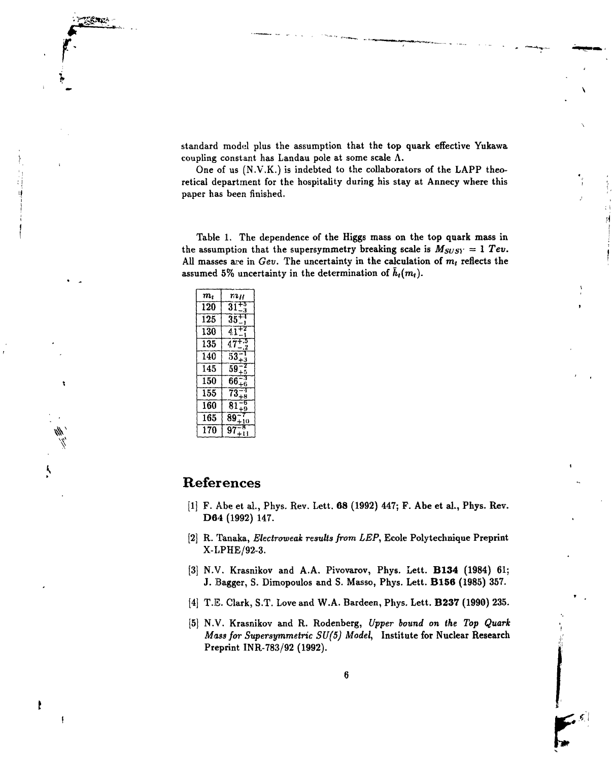standard model plus the assumption that the top quark effective Yukawa coupling constant has Landau pole at some scale $\Lambda$.

One of us (N.V.K.) is indebted to the collaborators of the LAPP theoretical department for the hospitality during his stay at Annecy where this paper has been finished.

Table 1. The dependence of the Higgs mass on the top quark mass in the assumption that the supersymmetry breaking scale is $M_{SUSY} = 1$ *Tev*. All masses are in *Gev*. The uncertainty in the calculation of $m_t$ reflects the assumed 5% uncertainty in the determination of $\bar{h}_t(m_t)$.

| $m_t$ | $m_H$ |
|---|---|
| 120 | $31^{+5}_{-3}$ |
| 125 | $35^{+1}_{-1}$ |
| 130 | $41^{+2}_{-1}$ |
| 135 | $47^{+.5}_{-.2}$ |
| 140 | $53^{-1}_{+3}$ |
| 145 | $59^{-2}_{+5}$ |
| 150 | $66^{-3}_{+6}$ |
| 155 | $73^{-1}_{+8}$ |
| 160 | $81^{-6}_{+9}$ |
| 165 | $89^{-7}_{+10}$ |
| 170 | $97^{-8}_{+11}$ |

## References

[1] F. Abe et al., Phys. Rev. Lett. **68** (1992) 447; F. Abe et al., Phys. Rev. **D64** (1992) 147.

[2] R. Tanaka, *Electroweak results from LEP*, Ecole Polytechnique Preprint X-LPHE/92-3.

[3] N.V. Krasnikov and A.A. Pivovarov, Phys. Lett. **B134** (1984) 61; J. Bagger, S. Dimopoulos and S. Masso, Phys. Lett. **B156** (1985) 357.

[4] T.E. Clark, S.T. Love and W.A. Bardeen, Phys. Lett. **B237** (1990) 235.

[5] N.V. Krasnikov and R. Rodenberg, *Upper bound on the Top Quark Mass for Supersymmetric SU(5) Model*, Institute for Nuclear Research Preprint INR-783/92 (1992).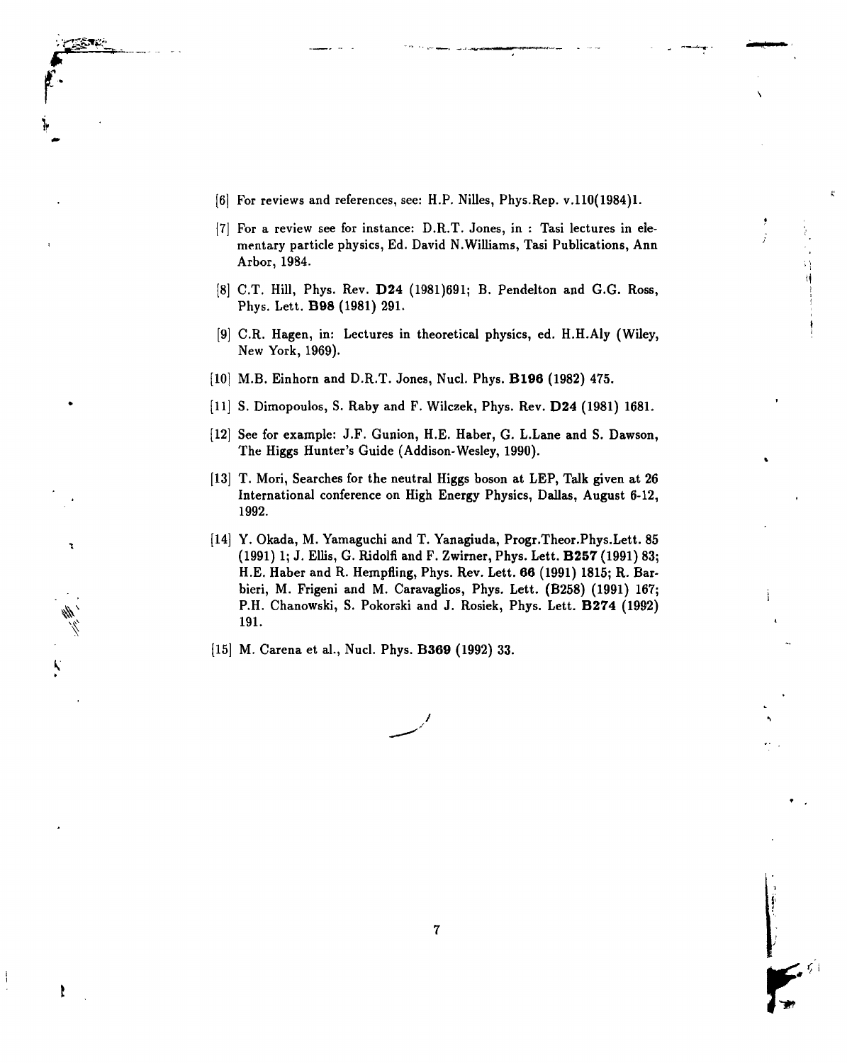[6] For reviews and references, see: H.P. Nilles, Phys.Rep. v.110(1984)1.

[7] For a review see for instance: D.R.T. Jones, in : Tasi lectures in elementary particle physics, Ed. David N.Williams, Tasi Publications, Ann Arbor, 1984.

[8] C.T. Hill, Phys. Rev. **D24** (1981)691; B. Pendelton and G.G. Ross, Phys. Lett. **B98** (1981) 291.

[9] C.R. Hagen, in: Lectures in theoretical physics, ed. H.H.Aly (Wiley, New York, 1969).

[10] M.B. Einhorn and D.R.T. Jones, Nucl. Phys. **B196** (1982) 475.

[11] S. Dimopoulos, S. Raby and F. Wilczek, Phys. Rev. **D24** (1981) 1681.

[12] See for example: J.F. Gunion, H.E. Haber, G. L.Lane and S. Dawson, The Higgs Hunter's Guide (Addison-Wesley, 1990).

[13] T. Mori, Searches for the neutral Higgs boson at LEP, Talk given at 26 International conference on High Energy Physics, Dallas, August 6-12, 1992.

[14] Y. Okada, M. Yamaguchi and T. Yanagiuda, Progr.Theor.Phys.Lett. 85 (1991) 1; J. Ellis, G. Ridolfi and F. Zwirner, Phys. Lett. **B257** (1991) 83; H.E. Haber and R. Hempfling, Phys. Rev. Lett. **66** (1991) 1815; R. Barbieri, M. Frigeni and M. Caravaglios, Phys. Lett. (B258) (1991) 167; P.H. Chanowski, S. Pokorski and J. Rosiek, Phys. Lett. **B274** (1992) 191.

[15] M. Carena et al., Nucl. Phys. **B369** (1992) 33.